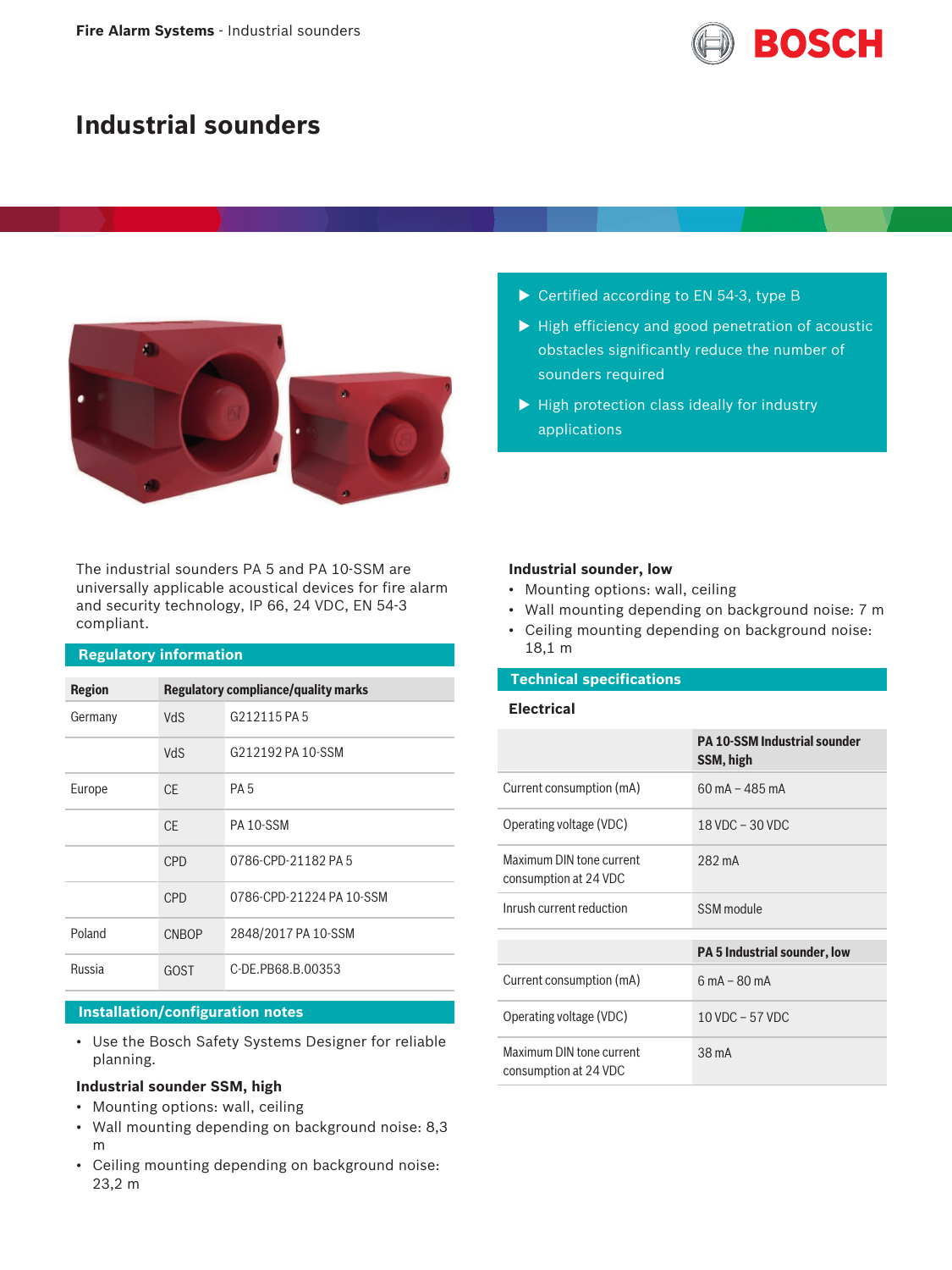# Industrial sounders

- Certified according to EN 54-3, type B
- High efficiency and good penetration of acoustic obstacles significantly reduce the number of sounders required
- High protection class ideally for industry applications

The industrial sounders PA 5 and PA 10-SSM are universally applicable acoustical devices for fire alarm and security technology, IP 66, 24 VDC, EN 54-3 compliant.

## Regulatory information

| Region | Regulatory compliance/quality marks | |
|---|---|---|
| Germany | VdS | G212115 PA 5 |
| | VdS | G212192 PA 10-SSM |
| Europe | CE | PA 5 |
| | CE | PA 10-SSM |
| | CPD | 0786-CPD-21182 PA 5 |
| | CPD | 0786-CPD-21224 PA 10-SSM |
| Poland | CNBOP | 2848/2017 PA 10-SSM |
| Russia | GOST | C-DE.PB68.B.00353 |

## Installation/configuration notes

- Use the Bosch Safety Systems Designer for reliable planning.

**Industrial sounder SSM, high**

- Mounting options: wall, ceiling
- Wall mounting depending on background noise: 8,3 m
- Ceiling mounting depending on background noise: 23,2 m

**Industrial sounder, low**

- Mounting options: wall, ceiling
- Wall mounting depending on background noise: 7 m
- Ceiling mounting depending on background noise: 18,1 m

## Technical specifications

### Electrical

| | PA 10-SSM Industrial sounder SSM, high |
|---|---|
| Current consumption (mA) | 60 mA – 485 mA |
| Operating voltage (VDC) | 18 VDC – 30 VDC |
| Maximum DIN tone current consumption at 24 VDC | 282 mA |
| Inrush current reduction | SSM module |

| | PA 5 Industrial sounder, low |
|---|---|
| Current consumption (mA) | 6 mA – 80 mA |
| Operating voltage (VDC) | 10 VDC – 57 VDC |
| Maximum DIN tone current consumption at 24 VDC | 38 mA |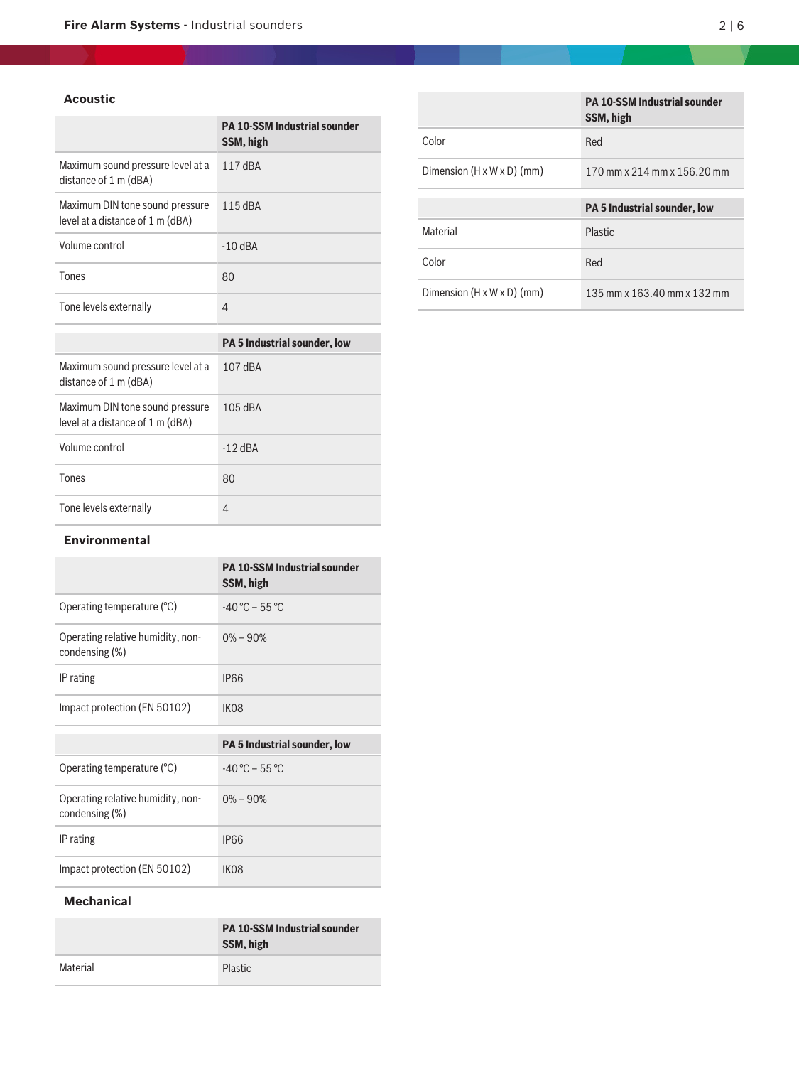## Acoustic

| | PA 10-SSM Industrial sounder SSM, high |
|---|---|
| Maximum sound pressure level at a distance of 1 m (dBA) | 117 dBA |
| Maximum DIN tone sound pressure level at a distance of 1 m (dBA) | 115 dBA |
| Volume control | -10 dBA |
| Tones | 80 |
| Tone levels externally | 4 |

| | PA 5 Industrial sounder, low |
|---|---|
| Maximum sound pressure level at a distance of 1 m (dBA) | 107 dBA |
| Maximum DIN tone sound pressure level at a distance of 1 m (dBA) | 105 dBA |
| Volume control | -12 dBA |
| Tones | 80 |
| Tone levels externally | 4 |

## Environmental

| | PA 10-SSM Industrial sounder SSM, high |
|---|---|
| Operating temperature (°C) | -40 °C – 55 °C |
| Operating relative humidity, non-condensing (%) | 0% – 90% |
| IP rating | IP66 |
| Impact protection (EN 50102) | IK08 |

| | PA 5 Industrial sounder, low |
|---|---|
| Operating temperature (°C) | -40 °C – 55 °C |
| Operating relative humidity, non-condensing (%) | 0% – 90% |
| IP rating | IP66 |
| Impact protection (EN 50102) | IK08 |

## Mechanical

| | PA 10-SSM Industrial sounder SSM, high |
|---|---|
| Material | Plastic |
| Color | Red |
| Dimension (H x W x D) (mm) | 170 mm x 214 mm x 156.20 mm |

| | PA 5 Industrial sounder, low |
|---|---|
| Material | Plastic |
| Color | Red |
| Dimension (H x W x D) (mm) | 135 mm x 163.40 mm x 132 mm |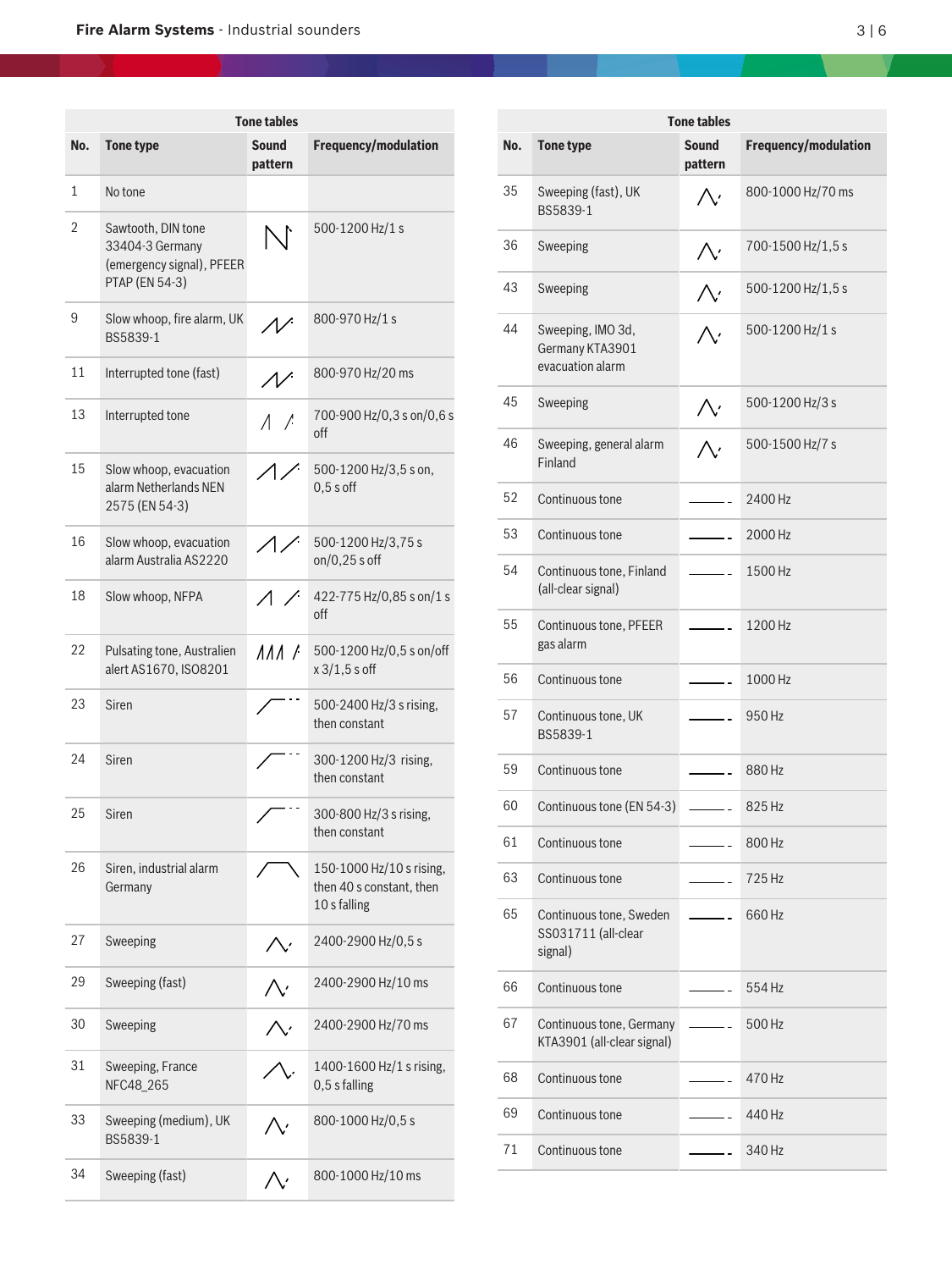| Tone tables | | | |
|---|---|---|---|
| **No.** | **Tone type** | **Sound pattern** | **Frequency/modulation** |
| 1 | No tone | | |
| 2 | Sawtooth, DIN tone 33404-3 Germany (emergency signal), PFEER PTAP (EN 54-3) | | 500-1200 Hz/1 s |
| 9 | Slow whoop, fire alarm, UK BS5839-1 | | 800-970 Hz/1 s |
| 11 | Interrupted tone (fast) | | 800-970 Hz/20 ms |
| 13 | Interrupted tone | | 700-900 Hz/0,3 s on/0,6 s off |
| 15 | Slow whoop, evacuation alarm Netherlands NEN 2575 (EN 54-3) | | 500-1200 Hz/3,5 s on, 0,5 s off |
| 16 | Slow whoop, evacuation alarm Australia AS2220 | | 500-1200 Hz/3,75 s on/0,25 s off |
| 18 | Slow whoop, NFPA | | 422-775 Hz/0,85 s on/1 s off |
| 22 | Pulsating tone, Australien alert AS1670, ISO8201 | | 500-1200 Hz/0,5 s on/off x 3/1,5 s off |
| 23 | Siren | | 500-2400 Hz/3 s rising, then constant |
| 24 | Siren | | 300-1200 Hz/3 rising, then constant |
| 25 | Siren | | 300-800 Hz/3 s rising, then constant |
| 26 | Siren, industrial alarm Germany | | 150-1000 Hz/10 s rising, then 40 s constant, then 10 s falling |
| 27 | Sweeping | | 2400-2900 Hz/0,5 s |
| 29 | Sweeping (fast) | | 2400-2900 Hz/10 ms |
| 30 | Sweeping | | 2400-2900 Hz/70 ms |
| 31 | Sweeping, France NFC48_265 | | 1400-1600 Hz/1 s rising, 0,5 s falling |
| 33 | Sweeping (medium), UK BS5839-1 | | 800-1000 Hz/0,5 s |
| 34 | Sweeping (fast) | | 800-1000 Hz/10 ms |

| Tone tables | | | |
|---|---|---|---|
| **No.** | **Tone type** | **Sound pattern** | **Frequency/modulation** |
| 35 | Sweeping (fast), UK BS5839-1 | | 800-1000 Hz/70 ms |
| 36 | Sweeping | | 700-1500 Hz/1,5 s |
| 43 | Sweeping | | 500-1200 Hz/1,5 s |
| 44 | Sweeping, IMO 3d, Germany KTA3901 evacuation alarm | | 500-1200 Hz/1 s |
| 45 | Sweeping | | 500-1200 Hz/3 s |
| 46 | Sweeping, general alarm Finland | | 500-1500 Hz/7 s |
| 52 | Continuous tone | | 2400 Hz |
| 53 | Continuous tone | | 2000 Hz |
| 54 | Continuous tone, Finland (all-clear signal) | | 1500 Hz |
| 55 | Continuous tone, PFEER gas alarm | | 1200 Hz |
| 56 | Continuous tone | | 1000 Hz |
| 57 | Continuous tone, UK BS5839-1 | | 950 Hz |
| 59 | Continuous tone | | 880 Hz |
| 60 | Continuous tone (EN 54-3) | | 825 Hz |
| 61 | Continuous tone | | 800 Hz |
| 63 | Continuous tone | | 725 Hz |
| 65 | Continuous tone, Sweden SS031711 (all-clear signal) | | 660 Hz |
| 66 | Continuous tone | | 554 Hz |
| 67 | Continuous tone, Germany KTA3901 (all-clear signal) | | 500 Hz |
| 68 | Continuous tone | | 470 Hz |
| 69 | Continuous tone | | 440 Hz |
| 71 | Continuous tone | | 340 Hz |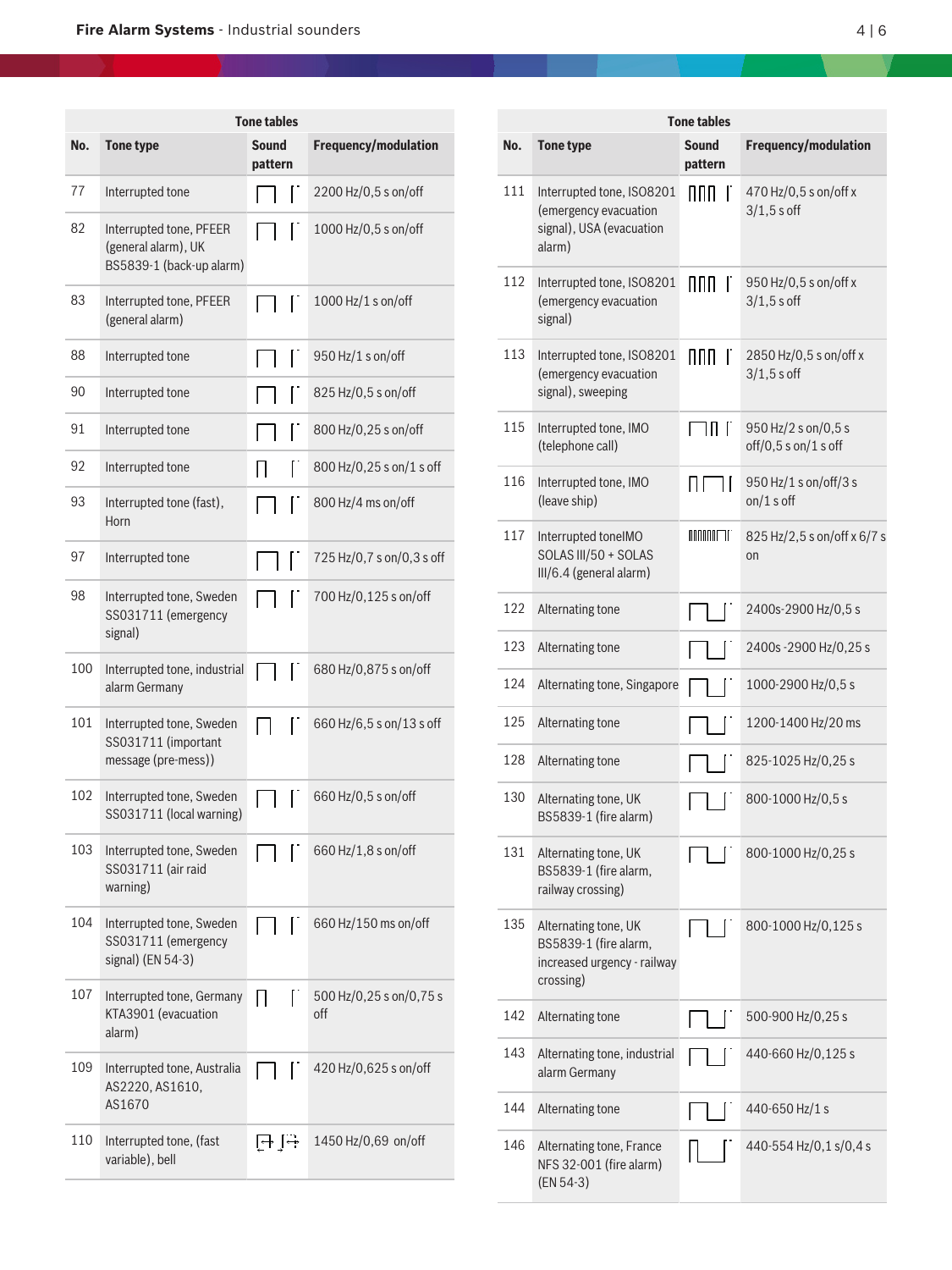| Tone tables | | | |
|---|---|---|---|
| **No.** | **Tone type** | **Sound pattern** | **Frequency/modulation** |
| 77 | Interrupted tone | | 2200 Hz/0,5 s on/off |
| 82 | Interrupted tone, PFEER (general alarm), UK BS5839-1 (back-up alarm) | | 1000 Hz/0,5 s on/off |
| 83 | Interrupted tone, PFEER (general alarm) | | 1000 Hz/1 s on/off |
| 88 | Interrupted tone | | 950 Hz/1 s on/off |
| 90 | Interrupted tone | | 825 Hz/0,5 s on/off |
| 91 | Interrupted tone | | 800 Hz/0,25 s on/off |
| 92 | Interrupted tone | | 800 Hz/0,25 s on/1 s off |
| 93 | Interrupted tone (fast), Horn | | 800 Hz/4 ms on/off |
| 97 | Interrupted tone | | 725 Hz/0,7 s on/0,3 s off |
| 98 | Interrupted tone, Sweden SS031711 (emergency signal) | | 700 Hz/0,125 s on/off |
| 100 | Interrupted tone, industrial alarm Germany | | 680 Hz/0,875 s on/off |
| 101 | Interrupted tone, Sweden SS031711 (important message (pre-mess)) | | 660 Hz/6,5 s on/13 s off |
| 102 | Interrupted tone, Sweden SS031711 (local warning) | | 660 Hz/0,5 s on/off |
| 103 | Interrupted tone, Sweden SS031711 (air raid warning) | | 660 Hz/1,8 s on/off |
| 104 | Interrupted tone, Sweden SS031711 (emergency signal) (EN 54-3) | | 660 Hz/150 ms on/off |
| 107 | Interrupted tone, Germany KTA3901 (evacuation alarm) | | 500 Hz/0,25 s on/0,75 s off |
| 109 | Interrupted tone, Australia AS2220, AS1610, AS1670 | | 420 Hz/0,625 s on/off |
| 110 | Interrupted tone, (fast variable), bell | | 1450 Hz/0,69 on/off |

| Tone tables | | | |
|---|---|---|---|
| **No.** | **Tone type** | **Sound pattern** | **Frequency/modulation** |
| 111 | Interrupted tone, ISO8201 (emergency evacuation signal), USA (evacuation alarm) | | 470 Hz/0,5 s on/off x 3/1,5 s off |
| 112 | Interrupted tone, ISO8201 (emergency evacuation signal) | | 950 Hz/0,5 s on/off x 3/1,5 s off |
| 113 | Interrupted tone, ISO8201 (emergency evacuation signal), sweeping | | 2850 Hz/0,5 s on/off x 3/1,5 s off |
| 115 | Interrupted tone, IMO (telephone call) | | 950 Hz/2 s on/0,5 s off/0,5 s on/1 s off |
| 116 | Interrupted tone, IMO (leave ship) | | 950 Hz/1 s on/off/3 s on/1 s off |
| 117 | Interrupted toneIMO SOLAS III/50 + SOLAS III/6.4 (general alarm) | | 825 Hz/2,5 s on/off x 6/7 s on |
| 122 | Alternating tone | | 2400s-2900 Hz/0,5 s |
| 123 | Alternating tone | | 2400s -2900 Hz/0,25 s |
| 124 | Alternating tone, Singapore | | 1000-2900 Hz/0,5 s |
| 125 | Alternating tone | | 1200-1400 Hz/20 ms |
| 128 | Alternating tone | | 825-1025 Hz/0,25 s |
| 130 | Alternating tone, UK BS5839-1 (fire alarm) | | 800-1000 Hz/0,5 s |
| 131 | Alternating tone, UK BS5839-1 (fire alarm, railway crossing) | | 800-1000 Hz/0,25 s |
| 135 | Alternating tone, UK BS5839-1 (fire alarm, increased urgency - railway crossing) | | 800-1000 Hz/0,125 s |
| 142 | Alternating tone | | 500-900 Hz/0,25 s |
| 143 | Alternating tone, industrial alarm Germany | | 440-660 Hz/0,125 s |
| 144 | Alternating tone | | 440-650 Hz/1 s |
| 146 | Alternating tone, France NFS 32-001 (fire alarm) (EN 54-3) | | 440-554 Hz/0,1 s/0,4 s |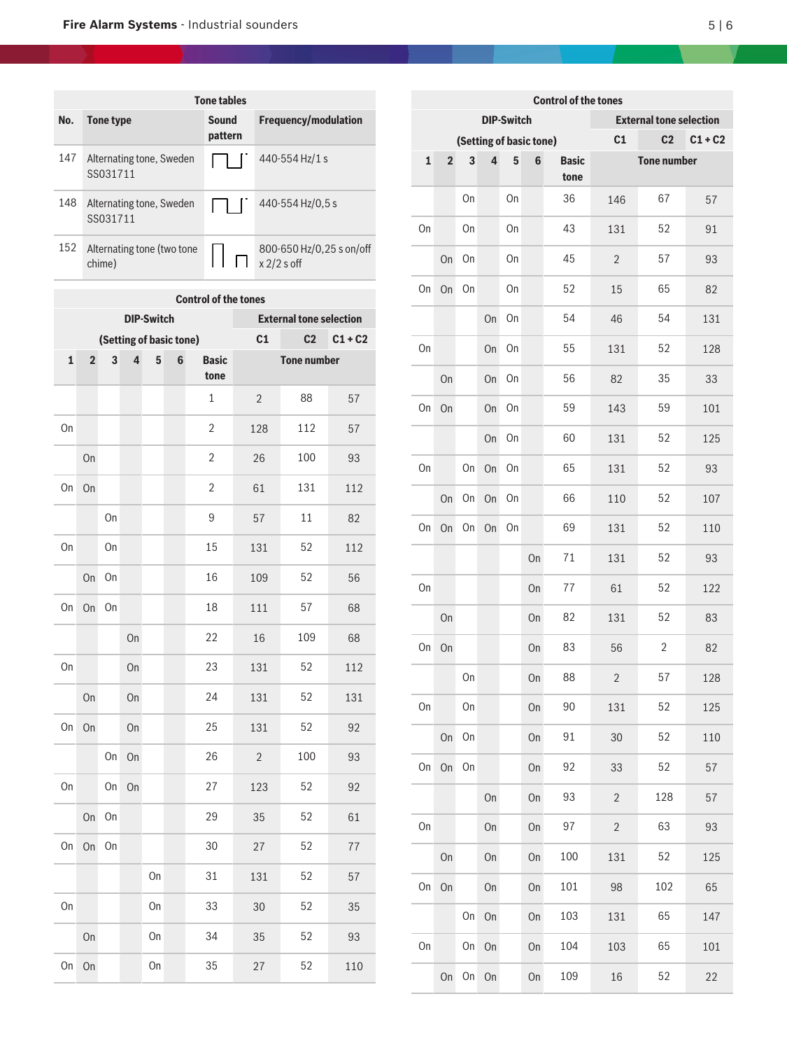| Tone tables | | | |
|---|---|---|---|
| No. | Tone type | Sound pattern | Frequency/modulation |
| 147 | Alternating tone, Sweden SS031711 | | 440-554 Hz/1 s |
| 148 | Alternating tone, Sweden SS031711 | | 440-554 Hz/0,5 s |
| 152 | Alternating tone (two tone chime) | | 800-650 Hz/0,25 s on/off x 2/2 s off |

| Control of the tones | | | | | | | | | |
|---|---|---|---|---|---|---|---|---|---|
| DIP-Switch (Setting of basic tone) | | | | | | | External tone selection | | |
| | | | | | | | C1 | C2 | C1 + C2 |
| 1 | 2 | 3 | 4 | 5 | 6 | Basic tone | Tone number | | |
| | | | | | | 1 | 2 | 88 | 57 |
| On | | | | | | 2 | 128 | 112 | 57 |
| | On | | | | | 2 | 26 | 100 | 93 |
| On | On | | | | | 2 | 61 | 131 | 112 |
| | | On | | | | 9 | 57 | 11 | 82 |
| On | | On | | | | 15 | 131 | 52 | 112 |
| | On | On | | | | 16 | 109 | 52 | 56 |
| On | On | On | | | | 18 | 111 | 57 | 68 |
| | | | On | | | 22 | 16 | 109 | 68 |
| On | | | On | | | 23 | 131 | 52 | 112 |
| | On | | On | | | 24 | 131 | 52 | 131 |
| On | On | | On | | | 25 | 131 | 52 | 92 |
| | | On | On | | | 26 | 2 | 100 | 93 |
| On | | On | On | | | 27 | 123 | 52 | 92 |
| | On | On | | | | 29 | 35 | 52 | 61 |
| On | On | On | | | | 30 | 27 | 52 | 77 |
| | | | | On | | 31 | 131 | 52 | 57 |
| On | | | | On | | 33 | 30 | 52 | 35 |
| | On | | | On | | 34 | 35 | 52 | 93 |
| On | On | | | On | | 35 | 27 | 52 | 110 |

| Control of the tones | | | | | | | | | |
|---|---|---|---|---|---|---|---|---|---|
| DIP-Switch (Setting of basic tone) | | | | | | | External tone selection | | |
| | | | | | | | C1 | C2 | C1 + C2 |
| 1 | 2 | 3 | 4 | 5 | 6 | Basic tone | Tone number | | |
| | | On | | On | | 36 | 146 | 67 | 57 |
| On | | On | | On | | 43 | 131 | 52 | 91 |
| | On | On | | On | | 45 | 2 | 57 | 93 |
| On | On | On | | On | | 52 | 15 | 65 | 82 |
| | | | On | On | | 54 | 46 | 54 | 131 |
| On | | | On | On | | 55 | 131 | 52 | 128 |
| | On | | On | On | | 56 | 82 | 35 | 33 |
| On | On | | On | On | | 59 | 143 | 59 | 101 |
| | | | On | On | | 60 | 131 | 52 | 125 |
| On | | On | On | On | | 65 | 131 | 52 | 93 |
| | On | On | On | On | | 66 | 110 | 52 | 107 |
| On | On | On | On | On | | 69 | 131 | 52 | 110 |
| | | | | | On | 71 | 131 | 52 | 93 |
| On | | | | | On | 77 | 61 | 52 | 122 |
| | On | | | | On | 82 | 131 | 52 | 83 |
| On | On | | | | On | 83 | 56 | 2 | 82 |
| | | On | | | On | 88 | 2 | 57 | 128 |
| On | | On | | | On | 90 | 131 | 52 | 125 |
| | On | On | | | On | 91 | 30 | 52 | 110 |
| On | On | On | | | On | 92 | 33 | 52 | 57 |
| | | | On | | On | 93 | 2 | 128 | 57 |
| On | | | On | | On | 97 | 2 | 63 | 93 |
| | On | | On | | On | 100 | 131 | 52 | 125 |
| On | On | | On | | On | 101 | 98 | 102 | 65 |
| | | On | On | | On | 103 | 131 | 65 | 147 |
| On | | On | On | | On | 104 | 103 | 65 | 101 |
| | On | On | On | | On | 109 | 16 | 52 | 22 |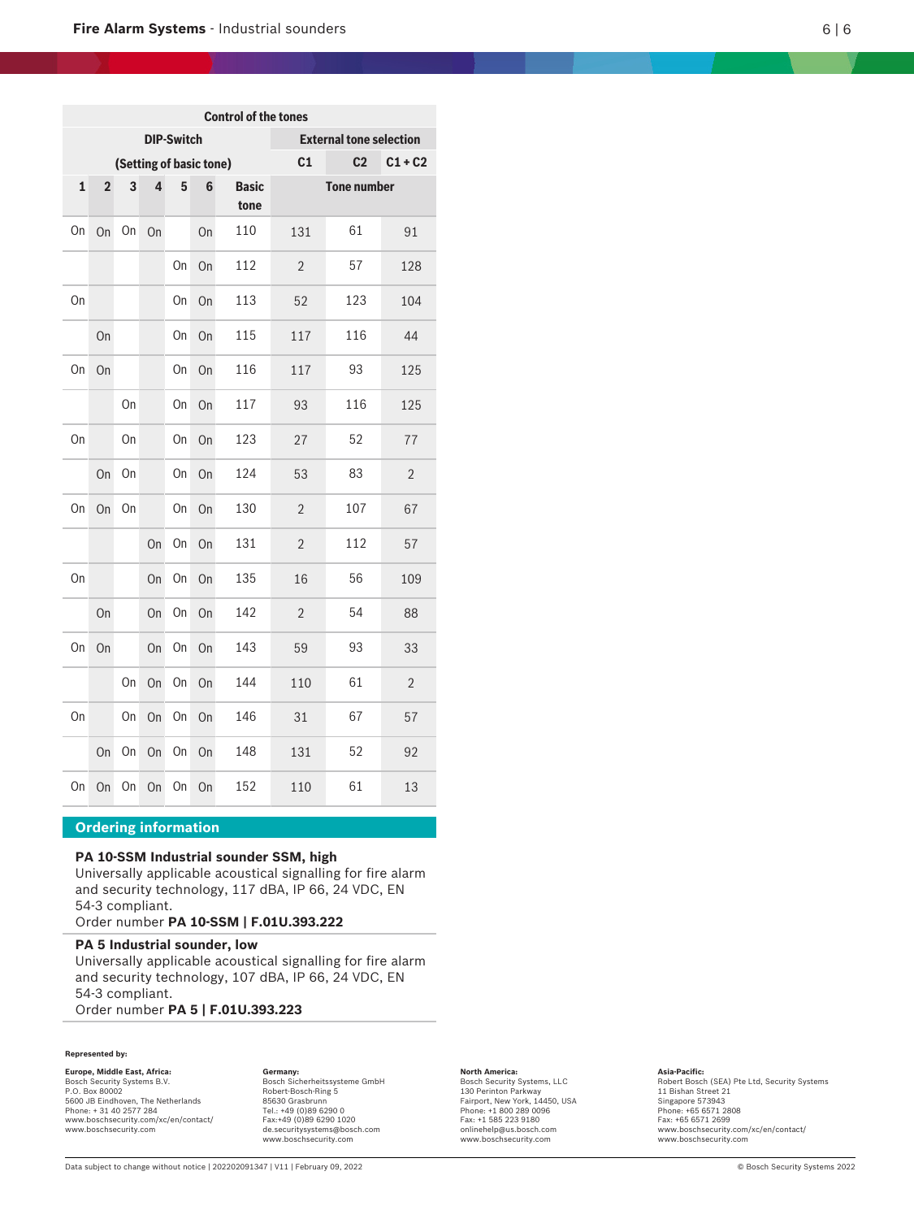| Control of the tones | | | | | | | | | |
|---|---|---|---|---|---|---|---|---|---|
| DIP-Switch (Setting of basic tone) | | | | | | | External tone selection | | |
| | | | | | | | C1 | C2 | C1 + C2 |
| 1 | 2 | 3 | 4 | 5 | 6 | Basic tone | Tone number | | |
| On | On | On | On | | On | 110 | 131 | 61 | 91 |
| | | | | On | On | 112 | 2 | 57 | 128 |
| On | | | | On | On | 113 | 52 | 123 | 104 |
| | On | | | On | On | 115 | 117 | 116 | 44 |
| On | On | | | On | On | 116 | 117 | 93 | 125 |
| | | On | | On | On | 117 | 93 | 116 | 125 |
| On | | On | | On | On | 123 | 27 | 52 | 77 |
| | On | On | | On | On | 124 | 53 | 83 | 2 |
| On | On | On | | On | On | 130 | 2 | 107 | 67 |
| | | | On | On | On | 131 | 2 | 112 | 57 |
| On | | | On | On | On | 135 | 16 | 56 | 109 |
| | On | | On | On | On | 142 | 2 | 54 | 88 |
| On | On | | On | On | On | 143 | 59 | 93 | 33 |
| | | On | On | On | On | 144 | 110 | 61 | 2 |
| On | | On | On | On | On | 146 | 31 | 67 | 57 |
| | On | On | On | On | On | 148 | 131 | 52 | 92 |
| On | On | On | On | On | On | 152 | 110 | 61 | 13 |

## Ordering information

**PA 10-SSM Industrial sounder SSM, high**
Universally applicable acoustical signalling for fire alarm and security technology, 117 dBA, IP 66, 24 VDC, EN 54-3 compliant.
Order number **PA 10-SSM | F.01U.393.222**

**PA 5 Industrial sounder, low**
Universally applicable acoustical signalling for fire alarm and security technology, 107 dBA, IP 66, 24 VDC, EN 54-3 compliant.
Order number **PA 5 | F.01U.393.223**

**Represented by:**

**Europe, Middle East, Africa:**
Bosch Security Systems B.V.
P.O. Box 80002
5600 JB Eindhoven, The Netherlands
Phone: + 31 40 2577 284
www.boschsecurity.com/xc/en/contact/
www.boschsecurity.com

**Germany:**
Bosch Sicherheitssysteme GmbH
Robert-Bosch-Ring 5
85630 Grasbrunn
Tel.: +49 (0)89 6290 0
Fax:+49 (0)89 6290 1020
de.securitysystems@bosch.com
www.boschsecurity.com

**North America:**
Bosch Security Systems, LLC
130 Perinton Parkway
Fairport, New York, 14450, USA
Phone: +1 800 289 0096
Fax: +1 585 223 9180
onlinehelp@us.bosch.com
www.boschsecurity.com

**Asia-Pacific:**
Robert Bosch (SEA) Pte Ltd, Security Systems
11 Bishan Street 21
Singapore 573943
Phone: +65 6571 2808
Fax: +65 6571 2699
www.boschsecurity.com/xc/en/contact/
www.boschsecurity.com

Data subject to change without notice | 202202091347 | V11 | February 09, 2022

© Bosch Security Systems 2022